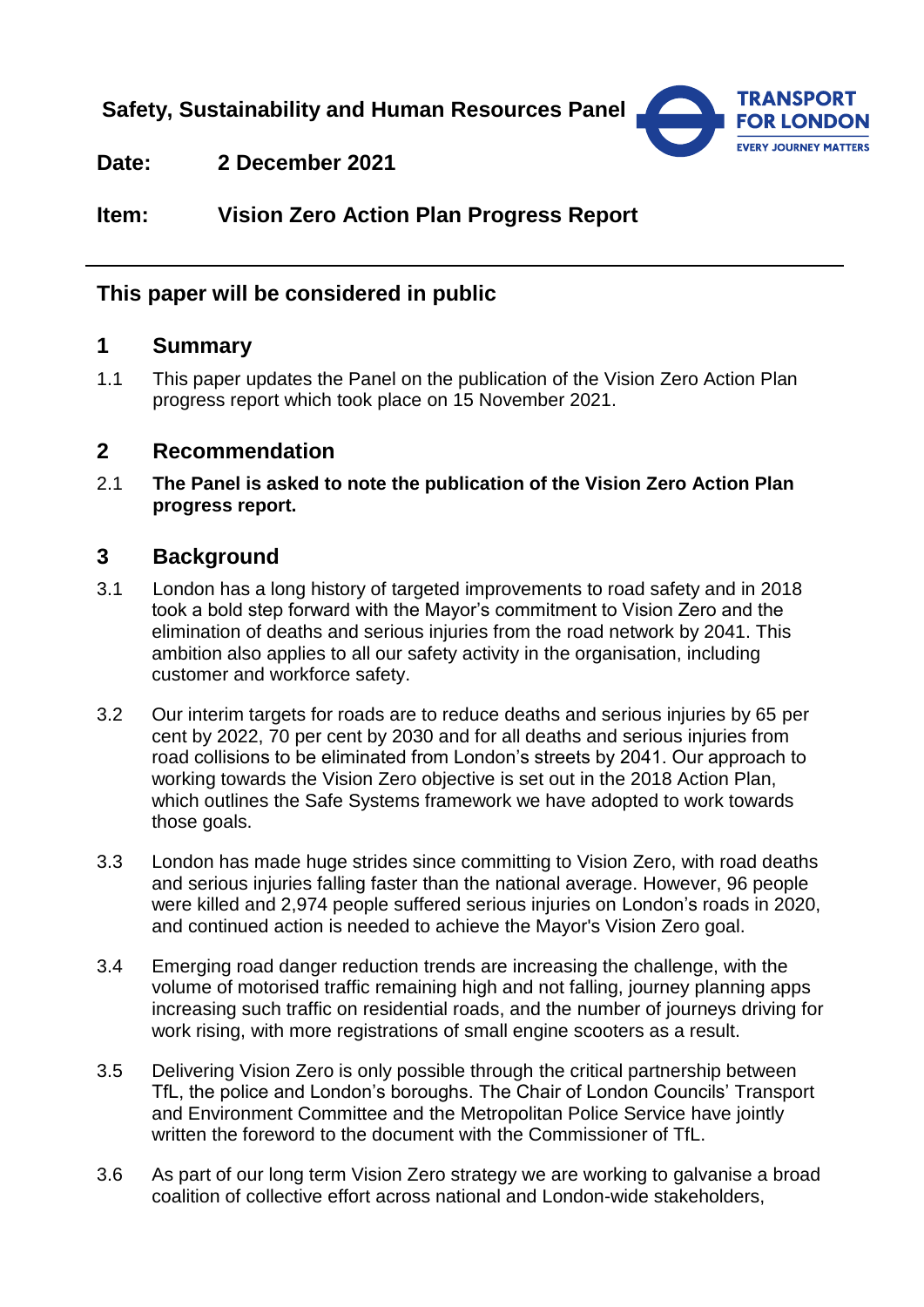**Safety, Sustainability and Human Resources Panel**

**Date:** **2 December 2021**

**Item:** **Vision Zero Action Plan Progress Report**

---

## This paper will be considered in public

## 1 Summary

1.1 This paper updates the Panel on the publication of the Vision Zero Action Plan progress report which took place on 15 November 2021.

## 2 Recommendation

2.1 **The Panel is asked to note the publication of the Vision Zero Action Plan progress report.**

## 3 Background

3.1 London has a long history of targeted improvements to road safety and in 2018 took a bold step forward with the Mayor's commitment to Vision Zero and the elimination of deaths and serious injuries from the road network by 2041. This ambition also applies to all our safety activity in the organisation, including customer and workforce safety.

3.2 Our interim targets for roads are to reduce deaths and serious injuries by 65 per cent by 2022, 70 per cent by 2030 and for all deaths and serious injuries from road collisions to be eliminated from London's streets by 2041. Our approach to working towards the Vision Zero objective is set out in the 2018 Action Plan, which outlines the Safe Systems framework we have adopted to work towards those goals.

3.3 London has made huge strides since committing to Vision Zero, with road deaths and serious injuries falling faster than the national average. However, 96 people were killed and 2,974 people suffered serious injuries on London's roads in 2020, and continued action is needed to achieve the Mayor's Vision Zero goal.

3.4 Emerging road danger reduction trends are increasing the challenge, with the volume of motorised traffic remaining high and not falling, journey planning apps increasing such traffic on residential roads, and the number of journeys driving for work rising, with more registrations of small engine scooters as a result.

3.5 Delivering Vision Zero is only possible through the critical partnership between TfL, the police and London's boroughs. The Chair of London Councils' Transport and Environment Committee and the Metropolitan Police Service have jointly written the foreword to the document with the Commissioner of TfL.

3.6 As part of our long term Vision Zero strategy we are working to galvanise a broad coalition of collective effort across national and London-wide stakeholders,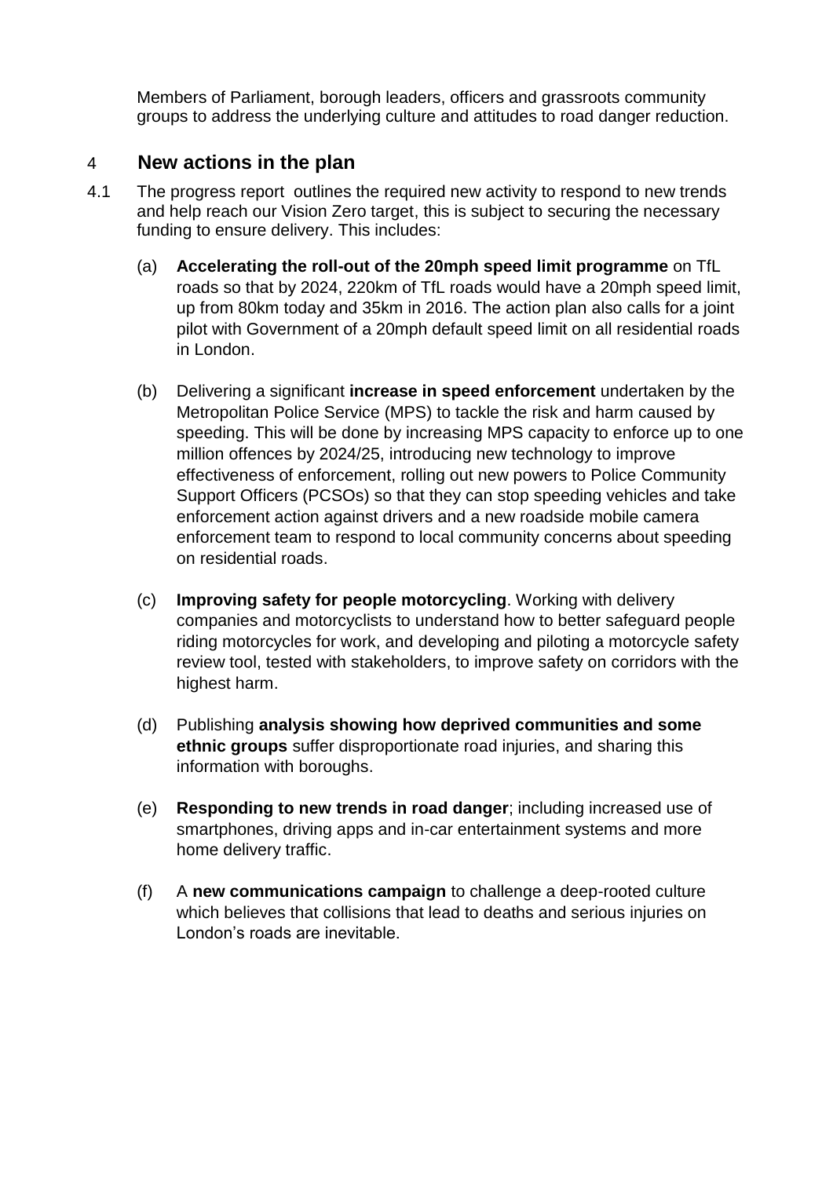Members of Parliament, borough leaders, officers and grassroots community groups to address the underlying culture and attitudes to road danger reduction.

## 4 New actions in the plan

4.1 The progress report outlines the required new activity to respond to new trends and help reach our Vision Zero target, this is subject to securing the necessary funding to ensure delivery. This includes:

(a) **Accelerating the roll-out of the 20mph speed limit programme** on TfL roads so that by 2024, 220km of TfL roads would have a 20mph speed limit, up from 80km today and 35km in 2016. The action plan also calls for a joint pilot with Government of a 20mph default speed limit on all residential roads in London.

(b) Delivering a significant **increase in speed enforcement** undertaken by the Metropolitan Police Service (MPS) to tackle the risk and harm caused by speeding. This will be done by increasing MPS capacity to enforce up to one million offences by 2024/25, introducing new technology to improve effectiveness of enforcement, rolling out new powers to Police Community Support Officers (PCSOs) so that they can stop speeding vehicles and take enforcement action against drivers and a new roadside mobile camera enforcement team to respond to local community concerns about speeding on residential roads.

(c) **Improving safety for people motorcycling**. Working with delivery companies and motorcyclists to understand how to better safeguard people riding motorcycles for work, and developing and piloting a motorcycle safety review tool, tested with stakeholders, to improve safety on corridors with the highest harm.

(d) Publishing **analysis showing how deprived communities and some ethnic groups** suffer disproportionate road injuries, and sharing this information with boroughs.

(e) **Responding to new trends in road danger**; including increased use of smartphones, driving apps and in-car entertainment systems and more home delivery traffic.

(f) A **new communications campaign** to challenge a deep-rooted culture which believes that collisions that lead to deaths and serious injuries on London's roads are inevitable.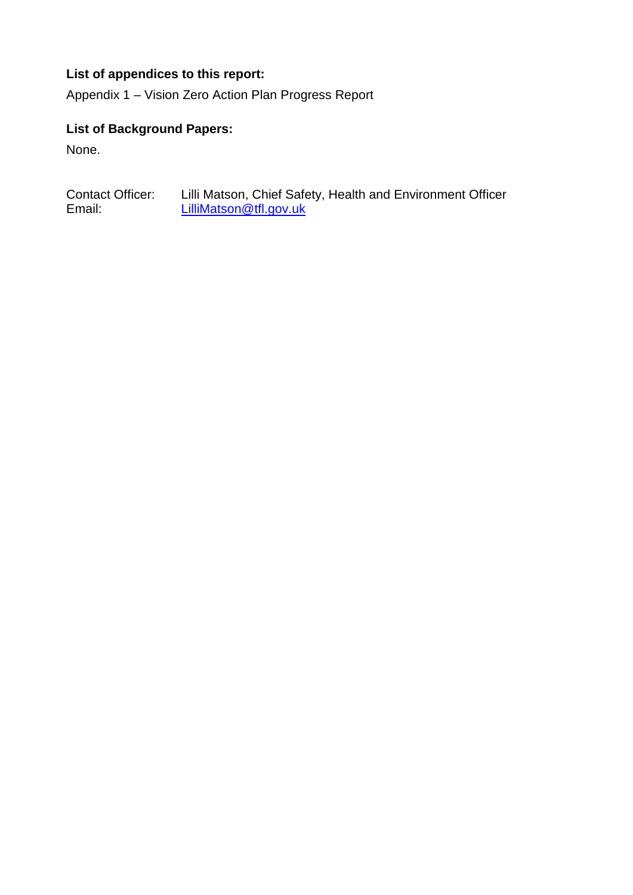**List of appendices to this report:**

Appendix 1 – Vision Zero Action Plan Progress Report

**List of Background Papers:**

None.

Contact Officer: Lilli Matson, Chief Safety, Health and Environment Officer
Email: LilliMatson@tfl.gov.uk